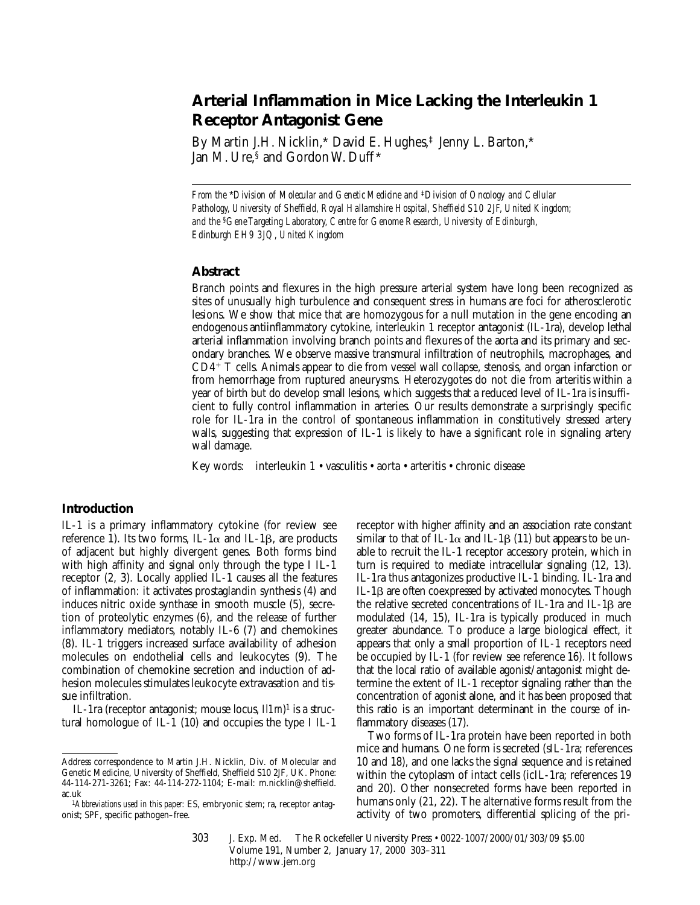# Arterial Inflammation in Mice Lacking the Interleukin 1 Receptor Antagonist Gene

By Martin J.H. Nicklin,* David E. Hughes,‡ Jenny L. Barton,* Jan M. Ure,§ and Gordon W. Duff*

*From the \*Division of Molecular and Genetic Medicine and ‡Division of Oncology and Cellular Pathology, University of Sheffield, Royal Hallamshire Hospital, Sheffield S10 2JF, United Kingdom; and the §Gene Targeting Laboratory, Centre for Genome Research, University of Edinburgh, Edinburgh EH9 3JQ, United Kingdom*

## Abstract

Branch points and flexures in the high pressure arterial system have long been recognized as sites of unusually high turbulence and consequent stress in humans are foci for atherosclerotic lesions. We show that mice that are homozygous for a null mutation in the gene encoding an endogenous antiinflammatory cytokine, interleukin 1 receptor antagonist (IL-1ra), develop lethal arterial inflammation involving branch points and flexures of the aorta and its primary and secondary branches. We observe massive transmural infiltration of neutrophils, macrophages, and $CD4^+$ T cells. Animals appear to die from vessel wall collapse, stenosis, and organ infarction or from hemorrhage from ruptured aneurysms. Heterozygotes do not die from arteritis within a year of birth but do develop small lesions, which suggests that a reduced level of IL-1ra is insufficient to fully control inflammation in arteries. Our results demonstrate a surprisingly specific role for IL-1ra in the control of spontaneous inflammation in constitutively stressed artery walls, suggesting that expression of IL-1 is likely to have a significant role in signaling artery wall damage.

Key words: interleukin 1 • vasculitis • aorta • arteritis • chronic disease

## Introduction

IL-1 is a primary inflammatory cytokine (for review see reference 1). Its two forms, IL-1α and IL-1β, are products of adjacent but highly divergent genes. Both forms bind with high affinity and signal only through the type I IL-1 receptor (2, 3). Locally applied IL-1 causes all the features of inflammation: it activates prostaglandin synthesis (4) and induces nitric oxide synthase in smooth muscle (5), secretion of proteolytic enzymes (6), and the release of further inflammatory mediators, notably IL-6 (7) and chemokines (8). IL-1 triggers increased surface availability of adhesion molecules on endothelial cells and leukocytes (9). The combination of chemokine secretion and induction of adhesion molecules stimulates leukocyte extravasation and tissue infiltration.

IL-1ra (receptor antagonist; mouse locus, *Il1rn*)[1] is a structural homologue of IL-1 (10) and occupies the type I IL-1 receptor with higher affinity and an association rate constant similar to that of IL-1α and IL-1β (11) but appears to be unable to recruit the IL-1 receptor accessory protein, which in turn is required to mediate intracellular signaling (12, 13). IL-1ra thus antagonizes productive IL-1 binding. IL-1ra and IL-1β are often coexpressed by activated monocytes. Though the relative secreted concentrations of IL-1ra and IL-1β are modulated (14, 15), IL-1ra is typically produced in much greater abundance. To produce a large biological effect, it appears that only a small proportion of IL-1 receptors need be occupied by IL-1 (for review see reference 16). It follows that the local ratio of available agonist/antagonist might determine the extent of IL-1 receptor signaling rather than the concentration of agonist alone, and it has been proposed that this ratio is an important determinant in the course of inflammatory diseases (17).

Two forms of IL-1ra protein have been reported in both mice and humans. One form is secreted (sIL-1ra; references 10 and 18), and one lacks the signal sequence and is retained within the cytoplasm of intact cells (icIL-1ra; references 19 and 20). Other nonsecreted forms have been reported in humans only (21, 22). The alternative forms result from the activity of two promoters, differential splicing of the pri-

Address correspondence to Martin J.H. Nicklin, Div. of Molecular and Genetic Medicine, University of Sheffield, Sheffield S10 2JF, UK. Phone: 44-114-271-3261; Fax: 44-114-272-1104; E-mail: m.nicklin@sheffield.ac.uk

[1]*Abbreviations used in this paper:* ES, embryonic stem; ra, receptor antagonist; SPF, specific pathogen–free.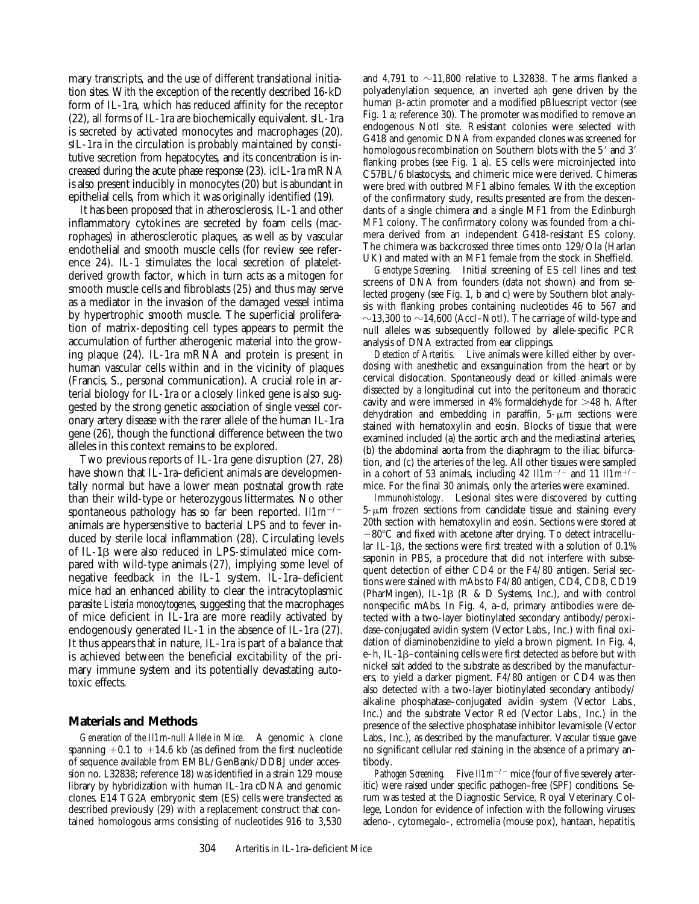mary transcripts, and the use of different translational initiation sites. With the exception of the recently described 16-kD form of IL-1ra, which has reduced affinity for the receptor (22), all forms of IL-1ra are biochemically equivalent. sIL-1ra is secreted by activated monocytes and macrophages (20). sIL-1ra in the circulation is probably maintained by constitutive secretion from hepatocytes, and its concentration is increased during the acute phase response (23). icIL-1ra mRNA is also present inducibly in monocytes (20) but is abundant in epithelial cells, from which it was originally identified (19).

It has been proposed that in atherosclerosis, IL-1 and other inflammatory cytokines are secreted by foam cells (macrophages) in atherosclerotic plaques, as well as by vascular endothelial and smooth muscle cells (for review see reference 24). IL-1 stimulates the local secretion of platelet-derived growth factor, which in turn acts as a mitogen for smooth muscle cells and fibroblasts (25) and thus may serve as a mediator in the invasion of the damaged vessel intima by hypertrophic smooth muscle. The superficial proliferation of matrix-depositing cell types appears to permit the accumulation of further atherogenic material into the growing plaque (24). IL-1ra mRNA and protein is present in human vascular cells within and in the vicinity of plaques (Francis, S., personal communication). A crucial role in arterial biology for IL-1ra or a closely linked gene is also suggested by the strong genetic association of single vessel coronary artery disease with the rarer allele of the human IL-1ra gene (26), though the functional difference between the two alleles in this context remains to be explored.

Two previous reports of IL-1ra gene disruption (27, 28) have shown that IL-1ra–deficient animals are developmentally normal but have a lower mean postnatal growth rate than their wild-type or heterozygous littermates. No other spontaneous pathology has so far been reported. *Il1rn*$^{-/-}$ animals are hypersensitive to bacterial LPS and to fever induced by sterile local inflammation (28). Circulating levels of IL-1β were also reduced in LPS-stimulated mice compared with wild-type animals (27), implying some level of negative feedback in the IL-1 system. IL-1ra–deficient mice had an enhanced ability to clear the intracytoplasmic parasite *Listeria monocytogenes*, suggesting that the macrophages of mice deficient in IL-1ra are more readily activated by endogenously generated IL-1 in the absence of IL-1ra (27). It thus appears that in nature, IL-1ra is part of a balance that is achieved between the beneficial excitability of the primary immune system and its potentially devastating autotoxic effects.

## Materials and Methods

*Generation of the Il1rn-null Allele in Mice.* A genomic λ clone spanning +0.1 to +14.6 kb (as defined from the first nucleotide of sequence available from EMBL/GenBank/DDBJ under accession no. L32838; reference 18) was identified in a strain 129 mouse library by hybridization with human IL-1ra cDNA and genomic clones. E14 TG2A embryonic stem (ES) cells were transfected as described previously (29) with a replacement construct that contained homologous arms consisting of nucleotides 916 to 3,530 and 4,791 to ~11,800 relative to L32838. The arms flanked a polyadenylation sequence, an inverted *aph* gene driven by the human β-actin promoter and a modified pBluescript vector (see Fig. 1 a; reference 30). The promoter was modified to remove an endogenous NotI site. Resistant colonies were selected with G418 and genomic DNA from expanded clones was screened for homologous recombination on Southern blots with the 5′ and 3′ flanking probes (see Fig. 1 a). ES cells were microinjected into C57BL/6 blastocysts, and chimeric mice were derived. Chimeras were bred with outbred MF1 albino females. With the exception of the confirmatory study, results presented are from the descendants of a single chimera and a single MF1 from the Edinburgh MF1 colony. The confirmatory colony was founded from a chimera derived from an independent G418-resistant ES colony. The chimera was backcrossed three times onto 129/Ola (Harlan UK) and mated with an MF1 female from the stock in Sheffield.

*Genotype Screening.* Initial screening of ES cell lines and test screens of DNA from founders (data not shown) and from selected progeny (see Fig. 1, b and c) were by Southern blot analysis with flanking probes containing nucleotides 46 to 567 and ~13,300 to ~14,600 (AccI–NotI). The carriage of wild-type and null alleles was subsequently followed by allele-specific PCR analysis of DNA extracted from ear clippings.

*Detection of Arteritis.* Live animals were killed either by overdosing with anesthetic and exsanguination from the heart or by cervical dislocation. Spontaneously dead or killed animals were dissected by a longitudinal cut into the peritoneum and thoracic cavity and were immersed in 4% formaldehyde for >48 h. After dehydration and embedding in paraffin, 5-μm sections were stained with hematoxylin and eosin. Blocks of tissue that were examined included (a) the aortic arch and the mediastinal arteries, (b) the abdominal aorta from the diaphragm to the iliac bifurcation, and (c) the arteries of the leg. All other tissues were sampled in a cohort of 53 animals, including 42 *Il1rn*$^{-/-}$ and 11 *Il1rn*$^{+/-}$ mice. For the final 30 animals, only the arteries were examined.

*Immunohistology.* Lesional sites were discovered by cutting 5-μm frozen sections from candidate tissue and staining every 20th section with hematoxylin and eosin. Sections were stored at −80°C and fixed with acetone after drying. To detect intracellular IL-1β, the sections were first treated with a solution of 0.1% saponin in PBS, a procedure that did not interfere with subsequent detection of either CD4 or the F4/80 antigen. Serial sections were stained with mAbs to F4/80 antigen, CD4, CD8, CD19 (PharMingen), IL-1β (R & D Systems, Inc.), and with control nonspecific mAbs. In Fig. 4, a–d, primary antibodies were detected with a two-layer biotinylated secondary antibody/peroxidase-conjugated avidin system (Vector Labs., Inc.) with final oxidation of diaminobenzidine to yield a brown pigment. In Fig. 4, e–h, IL-1β–containing cells were first detected as before but with nickel salt added to the substrate as described by the manufacturers, to yield a darker pigment. F4/80 antigen or CD4 was then also detected with a two-layer biotinylated secondary antibody/alkaline phosphatase–conjugated avidin system (Vector Labs., Inc.) and the substrate Vector Red (Vector Labs., Inc.) in the presence of the selective phosphatase inhibitor levamisole (Vector Labs., Inc.), as described by the manufacturer. Vascular tissue gave no significant cellular red staining in the absence of a primary antibody.

*Pathogen Screening.* Five *Il1rn*$^{-/-}$ mice (four of five severely arteritic) were raised under specific pathogen–free (SPF) conditions. Serum was tested at the Diagnostic Service, Royal Veterinary College, London for evidence of infection with the following viruses: adeno-, cytomegalo-, ectromelia (mouse pox), hantaan, hepatitis,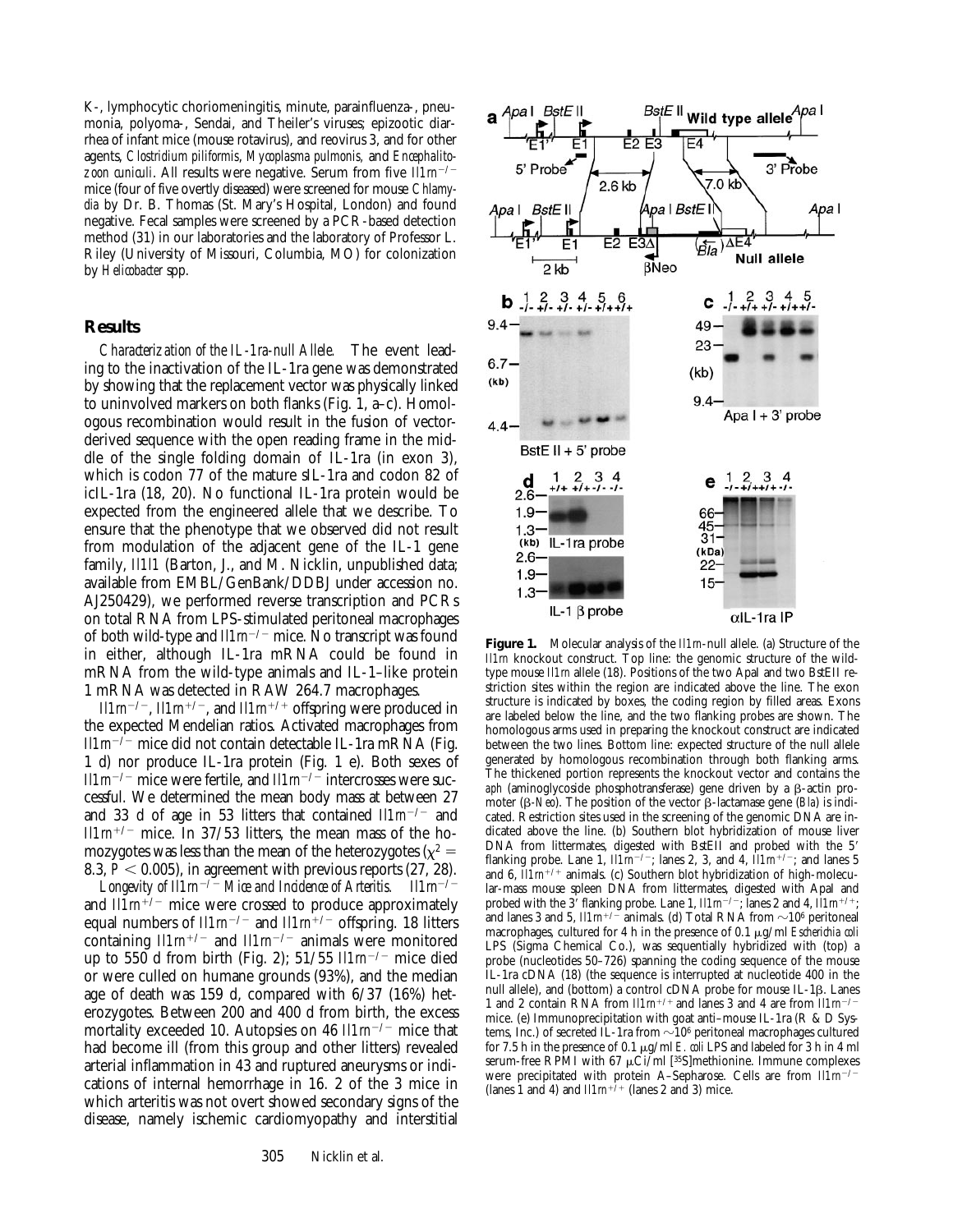K-, lymphocytic choriomeningitis, minute, parainfluenza-, pneumonia, polyoma-, Sendai, and Theiler's viruses; epizootic diarrhea of infant mice (mouse rotavirus), and reovirus 3, and for other agents, *Clostridium piliformis*, *Mycoplasma pulmonis*, and *Encephalitozoon cuniculi*. All results were negative. Serum from five *Il1rn*$^{-/-}$ mice (four of five overtly diseased) were screened for mouse *Chlamydia* by Dr. B. Thomas (St. Mary's Hospital, London) and found negative. Fecal samples were screened by a PCR-based detection method (31) in our laboratories and the laboratory of Professor L. Riley (University of Missouri, Columbia, MO) for colonization by *Helicobacter* spp.

## Results

*Characterization of the IL-1ra-null Allele.* The event leading to the inactivation of the IL-1ra gene was demonstrated by showing that the replacement vector was physically linked to uninvolved markers on both flanks (Fig. 1, a–c). Homologous recombination would result in the fusion of vector-derived sequence with the open reading frame in the middle of the single folding domain of IL-1ra (in exon 3), which is codon 77 of the mature sIL-1ra and codon 82 of icIL-1ra (18, 20). No functional IL-1ra protein would be expected from the engineered allele that we describe. To ensure that the phenotype that we observed did not result from modulation of the adjacent gene of the IL-1 gene family, *Il1l1* (Barton, J., and M. Nicklin, unpublished data; available from EMBL/GenBank/DDBJ under accession no. AJ250429), we performed reverse transcription and PCRs on total RNA from LPS-stimulated peritoneal macrophages of both wild-type and *Il1rn*$^{-/-}$ mice. No transcript was found in either, although IL-1ra mRNA could be found in mRNA from the wild-type animals and IL-1–like protein 1 mRNA was detected in RAW 264.7 macrophages.

*Il1rn*$^{-/-}$, *Il1rn*$^{+/-}$, and *Il1rn*$^{+/+}$ offspring were produced in the expected Mendelian ratios. Activated macrophages from *Il1rn*$^{-/-}$ mice did not contain detectable IL-1ra mRNA (Fig. 1 d) nor produce IL-1ra protein (Fig. 1 e). Both sexes of *Il1rn*$^{-/-}$ mice were fertile, and *Il1rn*$^{-/-}$ intercrosses were successful. We determined the mean body mass at between 27 and 33 d of age in 53 litters that contained *Il1rn*$^{-/-}$ and *Il1rn*$^{+/-}$ mice. In 37/53 litters, the mean mass of the homozygotes was less than the mean of the heterozygotes ($\chi^2 = 8.3$, $P < 0.005$), in agreement with previous reports (27, 28).

*Longevity of Il1rn*$^{-/-}$ *Mice and Incidence of Arteritis.* *Il1rn*$^{-/-}$ and *Il1rn*$^{+/-}$ mice were crossed to produce approximately equal numbers of *Il1rn*$^{-/-}$ and *Il1rn*$^{+/-}$ offspring. 18 litters containing *Il1rn*$^{+/-}$ and *Il1rn*$^{-/-}$ animals were monitored up to 550 d from birth (Fig. 2); 51/55 *Il1rn*$^{-/-}$ mice died or were culled on humane grounds (93%), and the median age of death was 159 d, compared with 6/37 (16%) heterozygotes. Between 200 and 400 d from birth, the excess mortality exceeded 10. Autopsies on 46 *Il1rn*$^{-/-}$ mice that had become ill (from this group and other litters) revealed arterial inflammation in 43 and ruptured aneurysms or indications of internal hemorrhage in 16. 2 of the 3 mice in which arteritis was not overt showed secondary signs of the disease, namely ischemic cardiomyopathy and interstitial

**Figure 1.** Molecular analysis of the *Il1rn*-null allele. (a) Structure of the *Il1rn* knockout construct. Top line: the genomic structure of the wild-type mouse *Il1rn* allele (18). Positions of the two ApaI and two BstEII restriction sites within the region are indicated above the line. The exon structure is indicated by boxes, the coding region by filled areas. Exons are labeled below the line, and the two flanking probes are shown. The homologous arms used in preparing the knockout construct are indicated between the two lines. Bottom line: expected structure of the null allele generated by homologous recombination through both flanking arms. The thickened portion represents the knockout vector and contains the *aph* (aminoglycoside phosphotransferase) gene driven by a β-actin promoter (β-Neo). The position of the vector β-lactamase gene (*Bla*) is indicated. Restriction sites used in the screening of the genomic DNA are indicated above the line. (b) Southern blot hybridization of mouse liver DNA from littermates, digested with BstEII and probed with the 5′ flanking probe. Lane 1, *Il1rn*$^{-/-}$; lanes 2, 3, and 4, *Il1rn*$^{+/-}$; and lanes 5 and 6, *Il1rn*$^{+/+}$ animals. (c) Southern blot hybridization of high-molecular-mass mouse spleen DNA from littermates, digested with ApaI and probed with the 3′ flanking probe. Lane 1, *Il1rn*$^{-/-}$; lanes 2 and 4, *Il1rn*$^{+/+}$; and lanes 3 and 5, *Il1rn*$^{+/-}$ animals. (d) Total RNA from ~$10^6$ peritoneal macrophages, cultured for 4 h in the presence of 0.1 μg/ml *Escherichia coli* LPS (Sigma Chemical Co.), was sequentially hybridized with (top) a probe (nucleotides 50–726) spanning the coding sequence of the mouse IL-1ra cDNA (18) (the sequence is interrupted at nucleotide 400 in the null allele), and (bottom) a control cDNA probe for mouse IL-1β. Lanes 1 and 2 contain RNA from *Il1rn*$^{+/+}$ and lanes 3 and 4 are from *Il1rn*$^{-/-}$ mice. (e) Immunoprecipitation with goat anti–mouse IL-1ra (R & D Systems, Inc.) of secreted IL-1ra from ~$10^6$ peritoneal macrophages cultured for 7.5 h in the presence of 0.1 μg/ml *E. coli* LPS and labeled for 3 h in 4 ml serum-free RPMI with 67 μCi/ml [$^{35}$S]methionine. Immune complexes were precipitated with protein A–Sepharose. Cells are from *Il1rn*$^{-/-}$ (lanes 1 and 4) and *Il1rn*$^{+/+}$ (lanes 2 and 3) mice.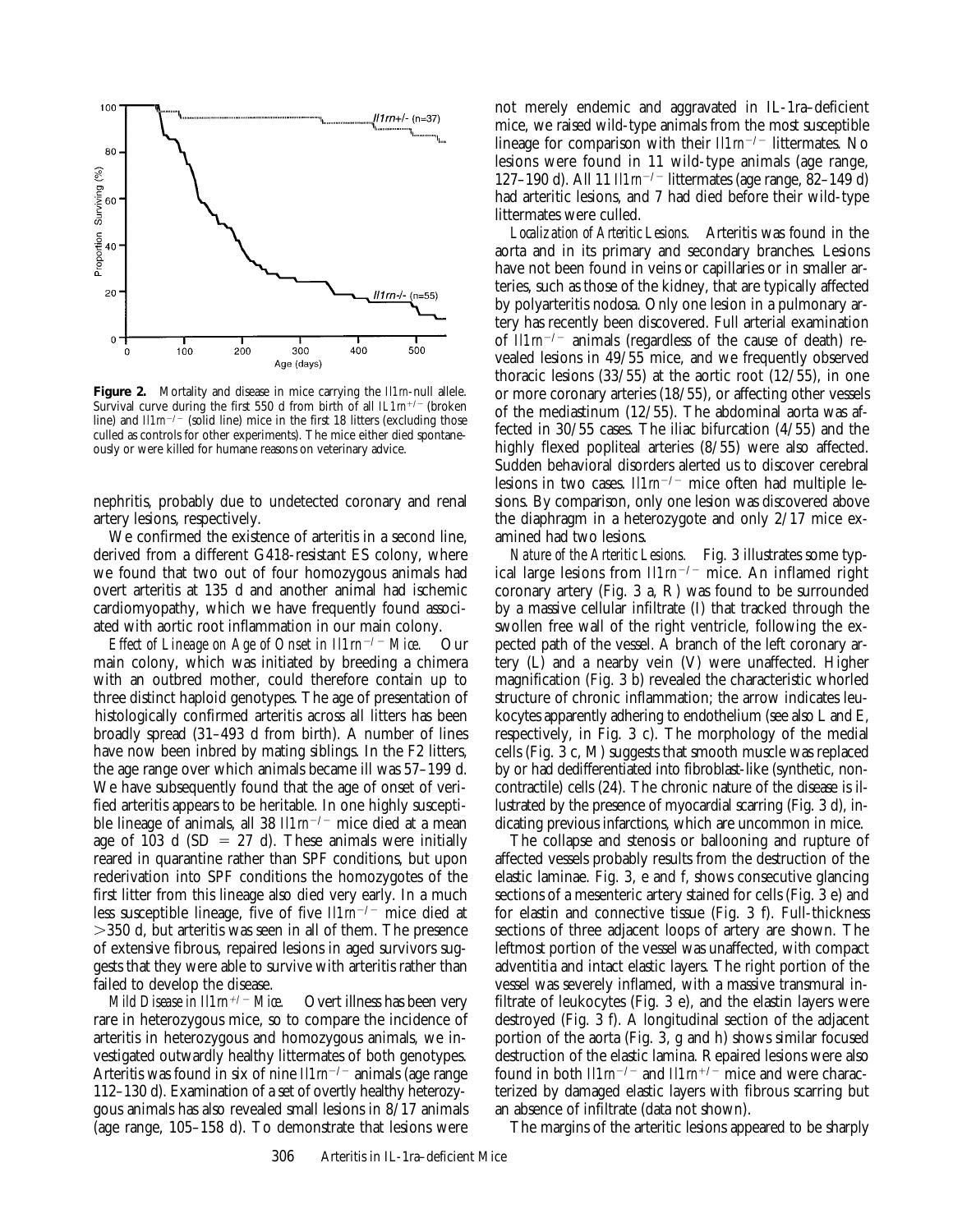**Figure 2.** Mortality and disease in mice carrying the *Il1rn*-null allele. Survival curve during the first 550 d from birth of all $IL1rn^{+/-}$ (broken line) and $Il1rn^{-/-}$ (solid line) mice in the first 18 litters (excluding those culled as controls for other experiments). The mice either died spontaneously or were killed for humane reasons on veterinary advice.

nephritis, probably due to undetected coronary and renal artery lesions, respectively.

We confirmed the existence of arteritis in a second line, derived from a different G418-resistant ES colony, where we found that two out of four homozygous animals had overt arteritis at 135 d and another animal had ischemic cardiomyopathy, which we have frequently found associated with aortic root inflammation in our main colony.

*Effect of Lineage on Age of Onset in $Il1rn^{-/-}$ Mice.* Our main colony, which was initiated by breeding a chimera with an outbred mother, could therefore contain up to three distinct haploid genotypes. The age of presentation of histologically confirmed arteritis across all litters has been broadly spread (31–493 d from birth). A number of lines have now been inbred by mating siblings. In the F2 litters, the age range over which animals became ill was 57–199 d. We have subsequently found that the age of onset of verified arteritis appears to be heritable. In one highly susceptible lineage of animals, all 38 $Il1rn^{-/-}$ mice died at a mean age of 103 d (SD = 27 d). These animals were initially reared in quarantine rather than SPF conditions, but upon rederivation into SPF conditions the homozygotes of the first litter from this lineage also died very early. In a much less susceptible lineage, five of five $Il1rn^{-/-}$ mice died at >350 d, but arteritis was seen in all of them. The presence of extensive fibrous, repaired lesions in aged survivors suggests that they were able to survive with arteritis rather than failed to develop the disease.

*Mild Disease in $Il1rn^{+/-}$ Mice.* Overt illness has been very rare in heterozygous mice, so to compare the incidence of arteritis in heterozygous and homozygous animals, we investigated outwardly healthy littermates of both genotypes. Arteritis was found in six of nine $Il1rn^{-/-}$ animals (age range 112–130 d). Examination of a set of overtly healthy heterozygous animals has also revealed small lesions in 8/17 animals (age range, 105–158 d). To demonstrate that lesions were not merely endemic and aggravated in IL-1ra–deficient mice, we raised wild-type animals from the most susceptible lineage for comparison with their $Il1rn^{-/-}$ littermates. No lesions were found in 11 wild-type animals (age range, 127–190 d). All 11 $Il1rn^{-/-}$ littermates (age range, 82–149 d) had arteritic lesions, and 7 had died before their wild-type littermates were culled.

*Localization of Arteritic Lesions.* Arteritis was found in the aorta and in its primary and secondary branches. Lesions have not been found in veins or capillaries or in smaller arteries, such as those of the kidney, that are typically affected by polyarteritis nodosa. Only one lesion in a pulmonary artery has recently been discovered. Full arterial examination of $Il1rn^{-/-}$ animals (regardless of the cause of death) revealed lesions in 49/55 mice, and we frequently observed thoracic lesions (33/55) at the aortic root (12/55), in one or more coronary arteries (18/55), or affecting other vessels of the mediastinum (12/55). The abdominal aorta was affected in 30/55 cases. The iliac bifurcation (4/55) and the highly flexed popliteal arteries (8/55) were also affected. Sudden behavioral disorders alerted us to discover cerebral lesions in two cases. $Il1rn^{-/-}$ mice often had multiple lesions. By comparison, only one lesion was discovered above the diaphragm in a heterozygote and only 2/17 mice examined had two lesions.

*Nature of the Arteritic Lesions.* Fig. 3 illustrates some typical large lesions from $Il1rn^{-/-}$ mice. An inflamed right coronary artery (Fig. 3 a, R) was found to be surrounded by a massive cellular infiltrate (I) that tracked through the swollen free wall of the right ventricle, following the expected path of the vessel. A branch of the left coronary artery (L) and a nearby vein (V) were unaffected. Higher magnification (Fig. 3 b) revealed the characteristic whorled structure of chronic inflammation; the arrow indicates leukocytes apparently adhering to endothelium (see also L and E, respectively, in Fig. 3 c). The morphology of the medial cells (Fig. 3 c, M) suggests that smooth muscle was replaced by or had dedifferentiated into fibroblast-like (synthetic, noncontractile) cells (24). The chronic nature of the disease is illustrated by the presence of myocardial scarring (Fig. 3 d), indicating previous infarctions, which are uncommon in mice.

The collapse and stenosis or ballooning and rupture of affected vessels probably results from the destruction of the elastic laminae. Fig. 3, e and f, shows consecutive glancing sections of a mesenteric artery stained for cells (Fig. 3 e) and for elastin and connective tissue (Fig. 3 f). Full-thickness sections of three adjacent loops of artery are shown. The leftmost portion of the vessel was unaffected, with compact adventitia and intact elastic layers. The right portion of the vessel was severely inflamed, with a massive transmural infiltrate of leukocytes (Fig. 3 e), and the elastin layers were destroyed (Fig. 3 f). A longitudinal section of the adjacent portion of the aorta (Fig. 3, g and h) shows similar focused destruction of the elastic lamina. Repaired lesions were also found in both $Il1rn^{-/-}$ and $Il1rn^{+/-}$ mice and were characterized by damaged elastic layers with fibrous scarring but an absence of infiltrate (data not shown).

The margins of the arteritic lesions appeared to be sharply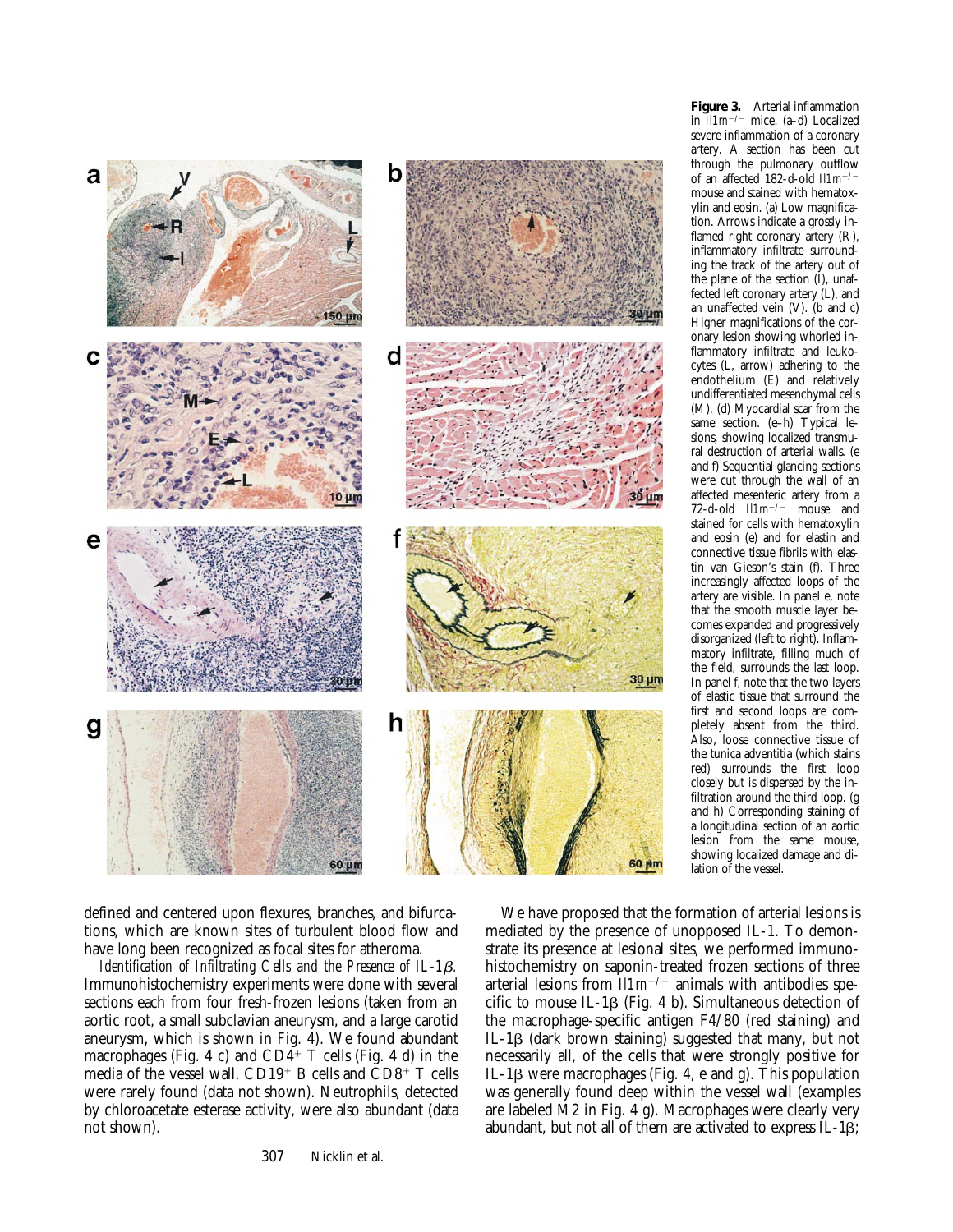**Figure 3.** Arterial inflammation in *Il1rn*$^{-/-}$ mice. (a–d) Localized severe inflammation of a coronary artery. A section has been cut through the pulmonary outflow of an affected 182-d-old *Il1rn*$^{-/-}$ mouse and stained with hematoxylin and eosin. (a) Low magnification. Arrows indicate a grossly inflamed right coronary artery (R), inflammatory infiltrate surrounding the track of the artery out of the plane of the section (I), unaffected left coronary artery (L), and an unaffected vein (V). (b and c) Higher magnifications of the coronary lesion showing whorled inflammatory infiltrate and leukocytes (L, arrow) adhering to the endothelium (E) and relatively undifferentiated mesenchymal cells (M). (d) Myocardial scar from the same section. (e–h) Typical lesions, showing localized transmural destruction of arterial walls. (e and f) Sequential glancing sections were cut through the wall of an affected mesenteric artery from a 72-d-old *Il1rn*$^{-/-}$ mouse and stained for cells with hematoxylin and eosin (e) and for elastin and connective tissue fibrils with elastin van Gieson's stain (f). Three increasingly affected loops of the artery are visible. In panel e, note that the smooth muscle layer becomes expanded and progressively disorganized (left to right). Inflammatory infiltrate, filling much of the field, surrounds the last loop. In panel f, note that the two layers of elastic tissue that surround the first and second loops are completely absent from the third. Also, loose connective tissue of the tunica adventitia (which stains red) surrounds the first loop closely but is dispersed by the infiltration around the third loop. (g and h) Corresponding staining of a longitudinal section of an aortic lesion from the same mouse, showing localized damage and dilation of the vessel.

defined and centered upon flexures, branches, and bifurcations, which are known sites of turbulent blood flow and have long been recognized as focal sites for atheroma.

*Identification of Infiltrating Cells and the Presence of IL-1β.* Immunohistochemistry experiments were done with several sections each from four fresh-frozen lesions (taken from an aortic root, a small subclavian aneurysm, and a large carotid aneurysm, which is shown in Fig. 4). We found abundant macrophages (Fig. 4 c) and CD4$^{+}$ T cells (Fig. 4 d) in the media of the vessel wall. CD19$^{+}$ B cells and CD8$^{+}$ T cells were rarely found (data not shown). Neutrophils, detected by chloroacetate esterase activity, were also abundant (data not shown).

We have proposed that the formation of arterial lesions is mediated by the presence of unopposed IL-1. To demonstrate its presence at lesional sites, we performed immunohistochemistry on saponin-treated frozen sections of three arterial lesions from *Il1rn*$^{-/-}$ animals with antibodies specific to mouse IL-1β (Fig. 4 b). Simultaneous detection of the macrophage-specific antigen F4/80 (red staining) and IL-1β (dark brown staining) suggested that many, but not necessarily all, of the cells that were strongly positive for IL-1β were macrophages (Fig. 4, e and g). This population was generally found deep within the vessel wall (examples are labeled M2 in Fig. 4 g). Macrophages were clearly very abundant, but not all of them are activated to express IL-1β;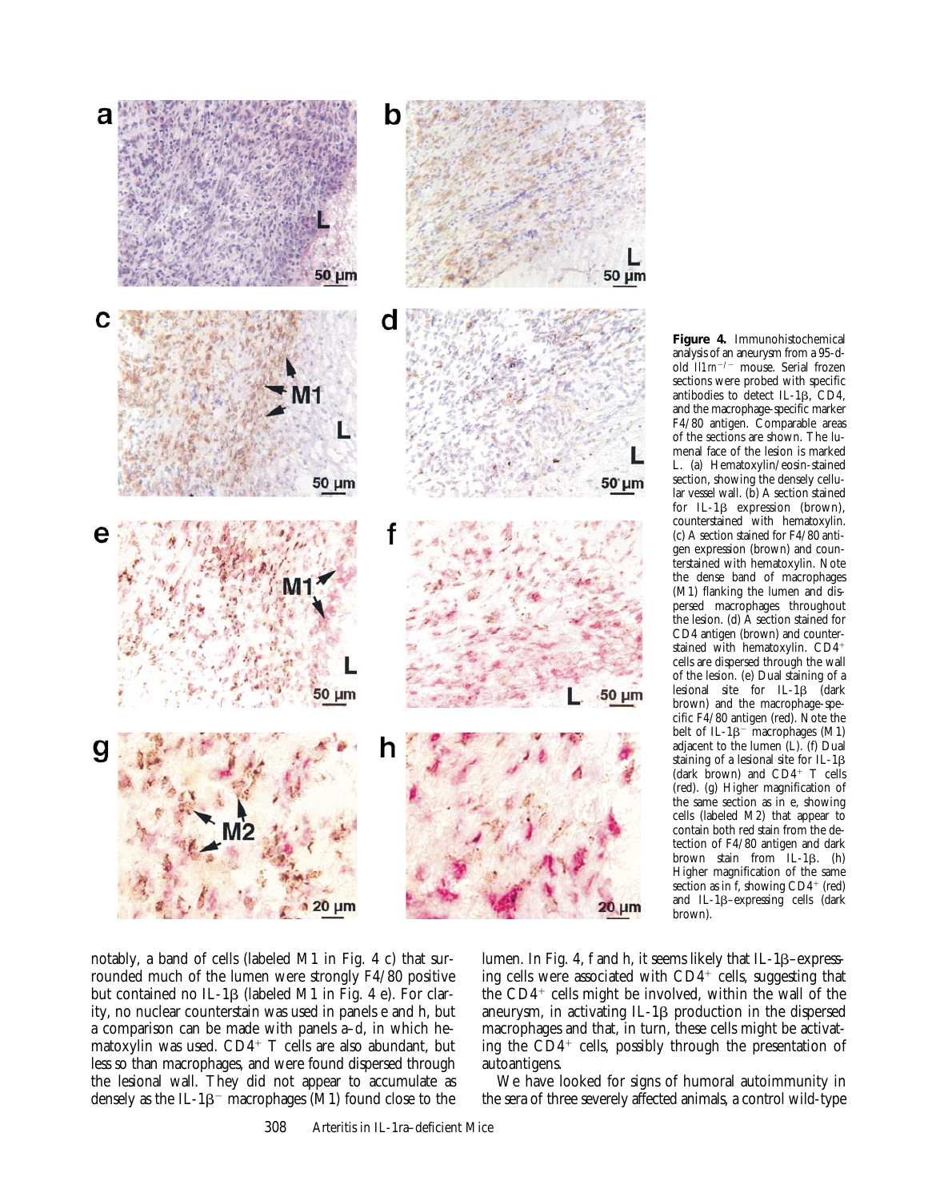**Figure 4.** Immunohistochemical analysis of an aneurysm from a 95-d-old *Il1rn*$^{-/-}$ mouse. Serial frozen sections were probed with specific antibodies to detect IL-1β, CD4, and the macrophage-specific marker F4/80 antigen. Comparable areas of the sections are shown. The luminal face of the lesion is marked L. (a) Hematoxylin/eosin-stained section, showing the densely cellular vessel wall. (b) A section stained for IL-1β expression (brown), counterstained with hematoxylin. (c) A section stained for F4/80 antigen expression (brown) and counterstained with hematoxylin. Note the dense band of macrophages (M1) flanking the lumen and dispersed macrophages throughout the lesion. (d) A section stained for CD4 antigen (brown) and counterstained with hematoxylin. CD4$^{+}$ cells are dispersed through the wall of the lesion. (e) Dual staining of a lesional site for IL-1β (dark brown) and the macrophage-specific F4/80 antigen (red). Note the belt of IL-1β$^{-}$ macrophages (M1) adjacent to the lumen (L). (f) Dual staining of a lesional site for IL-1β (dark brown) and CD4$^{+}$ T cells (red). (g) Higher magnification of the same section as in e, showing cells (labeled M2) that appear to contain both red stain from the detection of F4/80 antigen and dark brown stain from IL-1β. (h) Higher magnification of the same section as in f, showing CD4$^{+}$ (red) and IL-1β–expressing cells (dark brown).

notably, a band of cells (labeled M1 in Fig. 4 c) that surrounded much of the lumen were strongly F4/80 positive but contained no IL-1β (labeled M1 in Fig. 4 e). For clarity, no nuclear counterstain was used in panels e and h, but a comparison can be made with panels a–d, in which hematoxylin was used. CD4$^{+}$ T cells are also abundant, but less so than macrophages, and were found dispersed through the lesional wall. They did not appear to accumulate as densely as the IL-1β$^{-}$ macrophages (M1) found close to the lumen. In Fig. 4, f and h, it seems likely that IL-1β–expressing cells were associated with CD4$^{+}$ cells, suggesting that the CD4$^{+}$ cells might be involved, within the wall of the aneurysm, in activating IL-1β production in the dispersed macrophages and that, in turn, these cells might be activating the CD4$^{+}$ cells, possibly through the presentation of autoantigens.

We have looked for signs of humoral autoimmunity in the sera of three severely affected animals, a control wild-type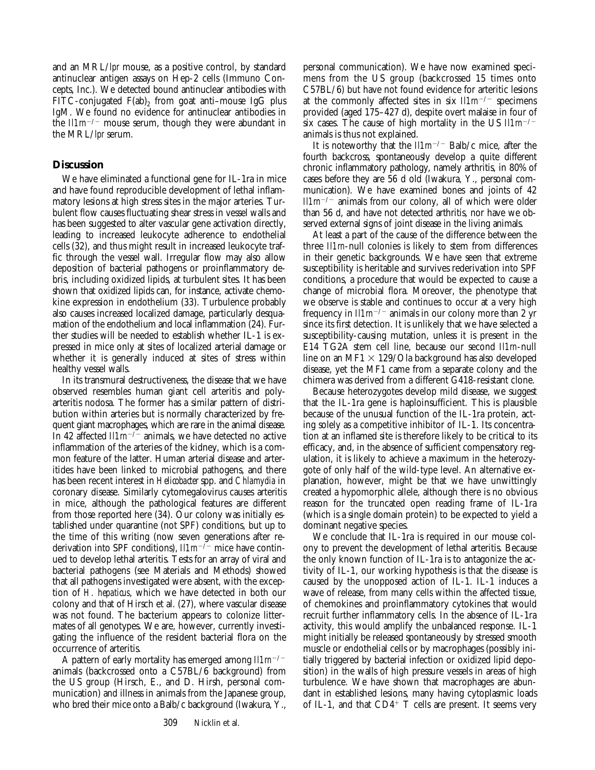and an MRL/*lpr* mouse, as a positive control, by standard antinuclear antigen assays on Hep-2 cells (Immuno Concepts, Inc.). We detected bound antinuclear antibodies with FITC-conjugated $F(ab)_2$ from goat anti–mouse IgG plus IgM. We found no evidence for antinuclear antibodies in the *Il1rn*$^{-/-}$ mouse serum, though they were abundant in the MRL/*lpr* serum.

## Discussion

We have eliminated a functional gene for IL-1ra in mice and have found reproducible development of lethal inflammatory lesions at high stress sites in the major arteries. Turbulent flow causes fluctuating shear stress in vessel walls and has been suggested to alter vascular gene activation directly, leading to increased leukocyte adherence to endothelial cells (32), and thus might result in increased leukocyte traffic through the vessel wall. Irregular flow may also allow deposition of bacterial pathogens or proinflammatory debris, including oxidized lipids, at turbulent sites. It has been shown that oxidized lipids can, for instance, activate chemokine expression in endothelium (33). Turbulence probably also causes increased localized damage, particularly desquamation of the endothelium and local inflammation (24). Further studies will be needed to establish whether IL-1 is expressed in mice only at sites of localized arterial damage or whether it is generally induced at sites of stress within healthy vessel walls.

In its transmural destructiveness, the disease that we have observed resembles human giant cell arteritis and polyarteritis nodosa. The former has a similar pattern of distribution within arteries but is normally characterized by frequent giant macrophages, which are rare in the animal disease. In 42 affected *Il1rn*$^{-/-}$ animals, we have detected no active inflammation of the arteries of the kidney, which is a common feature of the latter. Human arterial disease and arteritides have been linked to microbial pathogens, and there has been recent interest in *Helicobacter* spp. and *Chlamydia* in coronary disease. Similarly cytomegalovirus causes arteritis in mice, although the pathological features are different from those reported here (34). Our colony was initially established under quarantine (not SPF) conditions, but up to the time of this writing (now seven generations after rederivation into SPF conditions), *Il1rn*$^{-/-}$ mice have continued to develop lethal arteritis. Tests for an array of viral and bacterial pathogens (see Materials and Methods) showed that all pathogens investigated were absent, with the exception of *H. hepaticus*, which we have detected in both our colony and that of Hirsch et al. (27), where vascular disease was not found. The bacterium appears to colonize littermates of all genotypes. We are, however, currently investigating the influence of the resident bacterial flora on the occurrence of arteritis.

A pattern of early mortality has emerged among *Il1rn*$^{-/-}$ animals (backcrossed onto a C57BL/6 background) from the US group (Hirsch, E., and D. Hirsh, personal communication) and illness in animals from the Japanese group, who bred their mice onto a Balb/c background (Iwakura, Y., personal communication). We have now examined specimens from the US group (backcrossed 15 times onto C57BL/6) but have not found evidence for arteritic lesions at the commonly affected sites in six *Il1rn*$^{-/-}$ specimens provided (aged 175–427 d), despite overt malaise in four of six cases. The cause of high mortality in the US *Il1rn*$^{-/-}$ animals is thus not explained.

It is noteworthy that the *Il1rn*$^{-/-}$ Balb/c mice, after the fourth backcross, spontaneously develop a quite different chronic inflammatory pathology, namely arthritis, in 80% of cases before they are 56 d old (Iwakura, Y., personal communication). We have examined bones and joints of 42 *Il1rn*$^{-/-}$ animals from our colony, all of which were older than 56 d, and have not detected arthritis, nor have we observed external signs of joint disease in the living animals.

At least a part of the cause of the difference between the three *Il1rn*-null colonies is likely to stem from differences in their genetic backgrounds. We have seen that extreme susceptibility is heritable and survives rederivation into SPF conditions, a procedure that would be expected to cause a change of microbial flora. Moreover, the phenotype that we observe is stable and continues to occur at a very high frequency in *Il1rn*$^{-/-}$ animals in our colony more than 2 yr since its first detection. It is unlikely that we have selected a susceptibility-causing mutation, unless it is present in the E14 TG2A stem cell line, because our second *Il1rn*-null line on an MF1 × 129/Ola background has also developed disease, yet the MF1 came from a separate colony and the chimera was derived from a different G418-resistant clone.

Because heterozygotes develop mild disease, we suggest that the IL-1ra gene is haploinsufficient. This is plausible because of the unusual function of the IL-1ra protein, acting solely as a competitive inhibitor of IL-1. Its concentration at an inflamed site is therefore likely to be critical to its efficacy, and, in the absence of sufficient compensatory regulation, it is likely to achieve a maximum in the heterozygote of only half of the wild-type level. An alternative explanation, however, might be that we have unwittingly created a hypomorphic allele, although there is no obvious reason for the truncated open reading frame of IL-1ra (which is a single domain protein) to be expected to yield a dominant negative species.

We conclude that IL-1ra is required in our mouse colony to prevent the development of lethal arteritis. Because the only known function of IL-1ra is to antagonize the activity of IL-1, our working hypothesis is that the disease is caused by the unopposed action of IL-1. IL-1 induces a wave of release, from many cells within the affected tissue, of chemokines and proinflammatory cytokines that would recruit further inflammatory cells. In the absence of IL-1ra activity, this would amplify the unbalanced response. IL-1 might initially be released spontaneously by stressed smooth muscle or endothelial cells or by macrophages (possibly initially triggered by bacterial infection or oxidized lipid deposition) in the walls of high pressure vessels in areas of high turbulence. We have shown that macrophages are abundant in established lesions, many having cytoplasmic loads of IL-1, and that $CD4^+$ T cells are present. It seems very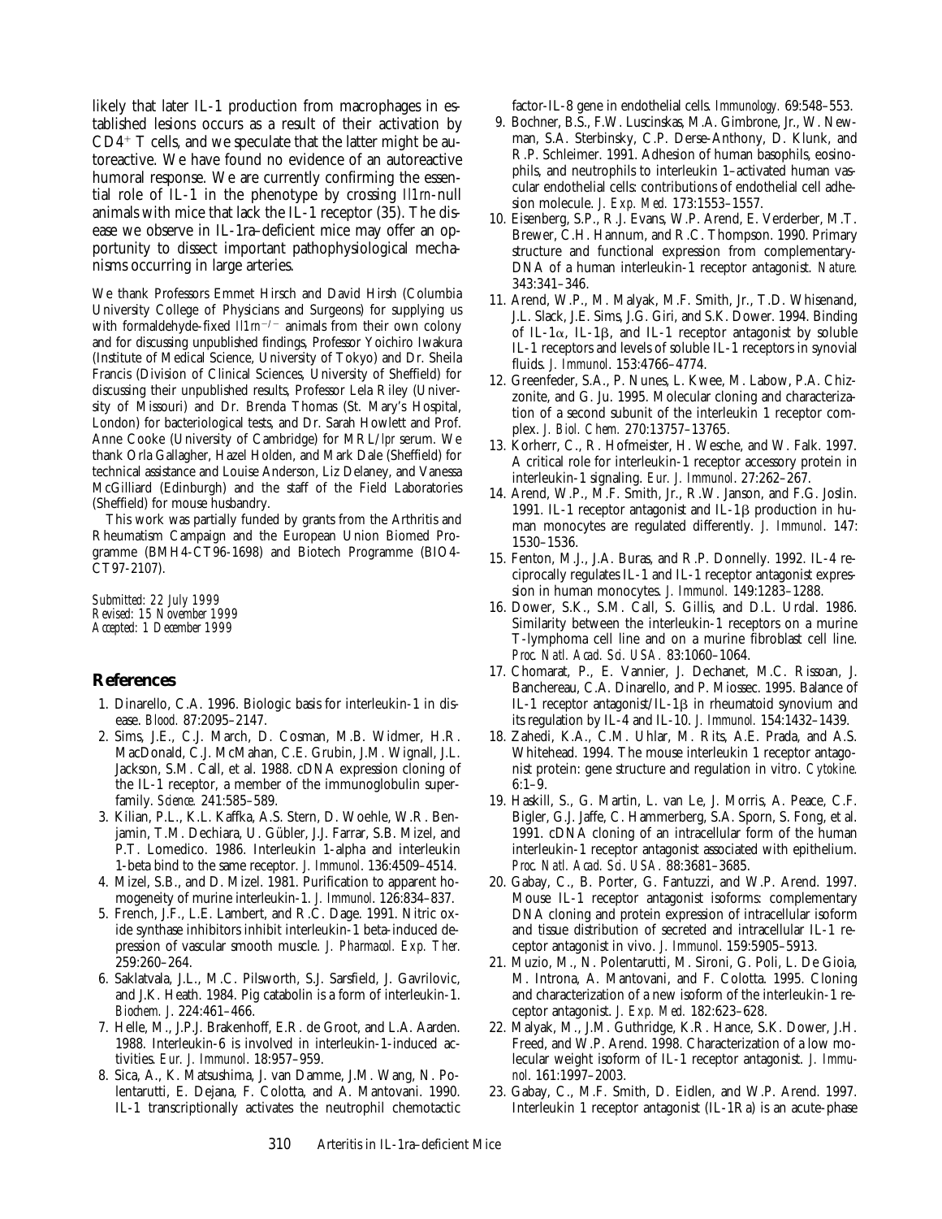likely that later IL-1 production from macrophages in established lesions occurs as a result of their activation by $CD4^+$ T cells, and we speculate that the latter might be autoreactive. We have found no evidence of an autoreactive humoral response. We are currently confirming the essential role of IL-1 in the phenotype by crossing *Il1rn*-null animals with mice that lack the IL-1 receptor (35). The disease we observe in IL-1ra–deficient mice may offer an opportunity to dissect important pathophysiological mechanisms occurring in large arteries.

We thank Professors Emmet Hirsch and David Hirsh (Columbia University College of Physicians and Surgeons) for supplying us with formaldehyde-fixed *Il1rn*$^{-/-}$ animals from their own colony and for discussing unpublished findings, Professor Yoichiro Iwakura (Institute of Medical Science, University of Tokyo) and Dr. Sheila Francis (Division of Clinical Sciences, University of Sheffield) for discussing their unpublished results, Professor Lela Riley (University of Missouri) and Dr. Brenda Thomas (St. Mary's Hospital, London) for bacteriological tests, and Dr. Sarah Howlett and Prof. Anne Cooke (University of Cambridge) for MRL/*lpr* serum. We thank Orla Gallagher, Hazel Holden, and Mark Dale (Sheffield) for technical assistance and Louise Anderson, Liz Delaney, and Vanessa McGilliard (Edinburgh) and the staff of the Field Laboratories (Sheffield) for mouse husbandry.

This work was partially funded by grants from the Arthritis and Rheumatism Campaign and the European Union Biomed Programme (BMH4-CT96-1698) and Biotech Programme (BIO4-CT97-2107).

*Submitted: 22 July 1999*
*Revised: 15 November 1999*
*Accepted: 1 December 1999*

## References

1. Dinarello, C.A. 1996. Biologic basis for interleukin-1 in disease. *Blood.* 87:2095–2147.
2. Sims, J.E., C.J. March, D. Cosman, M.B. Widmer, H.R. MacDonald, C.J. McMahan, C.E. Grubin, J.M. Wignall, J.L. Jackson, S.M. Call, et al. 1988. cDNA expression cloning of the IL-1 receptor, a member of the immunoglobulin superfamily. *Science.* 241:585–589.
3. Kilian, P.L., K.L. Kaffka, A.S. Stern, D. Woehle, W.R. Benjamin, T.M. Dechiara, U. Gübler, J.J. Farrar, S.B. Mizel, and P.T. Lomedico. 1986. Interleukin 1-alpha and interleukin 1-beta bind to the same receptor. *J. Immunol.* 136:4509–4514.
4. Mizel, S.B., and D. Mizel. 1981. Purification to apparent homogeneity of murine interleukin-1. *J. Immunol.* 126:834–837.
5. French, J.F., L.E. Lambert, and R.C. Dage. 1991. Nitric oxide synthase inhibitors inhibit interleukin-1 beta-induced depression of vascular smooth muscle. *J. Pharmacol. Exp. Ther.* 259:260–264.
6. Saklatvala, J.L., M.C. Pilsworth, S.J. Sarsfield, J. Gavrilovic, and J.K. Heath. 1984. Pig catabolin is a form of interleukin-1. *Biochem. J.* 224:461–466.
7. Helle, M., J.P.J. Brakenhoff, E.R. de Groot, and L.A. Aarden. 1988. Interleukin-6 is involved in interleukin-1-induced activities. *Eur. J. Immunol.* 18:957–959.
8. Sica, A., K. Matsushima, J. van Damme, J.M. Wang, N. Polentarutti, E. Dejana, F. Colotta, and A. Mantovani. 1990. IL-1 transcriptionally activates the neutrophil chemotactic factor-IL-8 gene in endothelial cells. *Immunology.* 69:548–553.
9. Bochner, B.S., F.W. Luscinskas, M.A. Gimbrone, Jr., W. Newman, S.A. Sterbinsky, C.P. Derse-Anthony, D. Klunk, and R.P. Schleimer. 1991. Adhesion of human basophils, eosinophils, and neutrophils to interleukin 1–activated human vascular endothelial cells: contributions of endothelial cell adhesion molecule. *J. Exp. Med.* 173:1553–1557.
10. Eisenberg, S.P., R.J. Evans, W.P. Arend, E. Verderber, M.T. Brewer, C.H. Hannum, and R.C. Thompson. 1990. Primary structure and functional expression from complementary-DNA of a human interleukin-1 receptor antagonist. *Nature.* 343:341–346.
11. Arend, W.P., M. Malyak, M.F. Smith, Jr., T.D. Whisenand, J.L. Slack, J.E. Sims, J.G. Giri, and S.K. Dower. 1994. Binding of IL-1α, IL-1β, and IL-1 receptor antagonist by soluble IL-1 receptors and levels of soluble IL-1 receptors in synovial fluids. *J. Immunol.* 153:4766–4774.
12. Greenfeder, S.A., P. Nunes, L. Kwee, M. Labow, P.A. Chizzonite, and G. Ju. 1995. Molecular cloning and characterization of a second subunit of the interleukin 1 receptor complex. *J. Biol. Chem.* 270:13757–13765.
13. Korherr, C., R. Hofmeister, H. Wesche, and W. Falk. 1997. A critical role for interleukin-1 receptor accessory protein in interleukin-1 signaling. *Eur. J. Immunol.* 27:262–267.
14. Arend, W.P., M.F. Smith, Jr., R.W. Janson, and F.G. Joslin. 1991. IL-1 receptor antagonist and IL-1β production in human monocytes are regulated differently. *J. Immunol.* 147: 1530–1536.
15. Fenton, M.J., J.A. Buras, and R.P. Donnelly. 1992. IL-4 reciprocally regulates IL-1 and IL-1 receptor antagonist expression in human monocytes. *J. Immunol.* 149:1283–1288.
16. Dower, S.K., S.M. Call, S. Gillis, and D.L. Urdal. 1986. Similarity between the interleukin-1 receptors on a murine T-lymphoma cell line and on a murine fibroblast cell line. *Proc. Natl. Acad. Sci. USA.* 83:1060–1064.
17. Chomarat, P., E. Vannier, J. Dechanet, M.C. Rissoan, J. Banchereau, C.A. Dinarello, and P. Miossec. 1995. Balance of IL-1 receptor antagonist/IL-1β in rheumatoid synovium and its regulation by IL-4 and IL-10. *J. Immunol.* 154:1432–1439.
18. Zahedi, K.A., C.M. Uhlar, M. Rits, A.E. Prada, and A.S. Whitehead. 1994. The mouse interleukin 1 receptor antagonist protein: gene structure and regulation in vitro. *Cytokine.* 6:1–9.
19. Haskill, S., G. Martin, L. van Le, J. Morris, A. Peace, C.F. Bigler, G.J. Jaffe, C. Hammerberg, S.A. Sporn, S. Fong, et al. 1991. cDNA cloning of an intracellular form of the human interleukin-1 receptor antagonist associated with epithelium. *Proc. Natl. Acad. Sci. USA.* 88:3681–3685.
20. Gabay, C., B. Porter, G. Fantuzzi, and W.P. Arend. 1997. Mouse IL-1 receptor antagonist isoforms: complementary DNA cloning and protein expression of intracellular isoform and tissue distribution of secreted and intracellular IL-1 receptor antagonist in vivo. *J. Immunol.* 159:5905–5913.
21. Muzio, M., N. Polentarutti, M. Sironi, G. Poli, L. De Gioia, M. Introna, A. Mantovani, and F. Colotta. 1995. Cloning and characterization of a new isoform of the interleukin-1 receptor antagonist. *J. Exp. Med.* 182:623–628.
22. Malyak, M., J.M. Guthridge, K.R. Hance, S.K. Dower, J.H. Freed, and W.P. Arend. 1998. Characterization of a low molecular weight isoform of IL-1 receptor antagonist. *J. Immunol.* 161:1997–2003.
23. Gabay, C., M.F. Smith, D. Eidlen, and W.P. Arend. 1997. Interleukin 1 receptor antagonist (IL-1Ra) is an acute-phase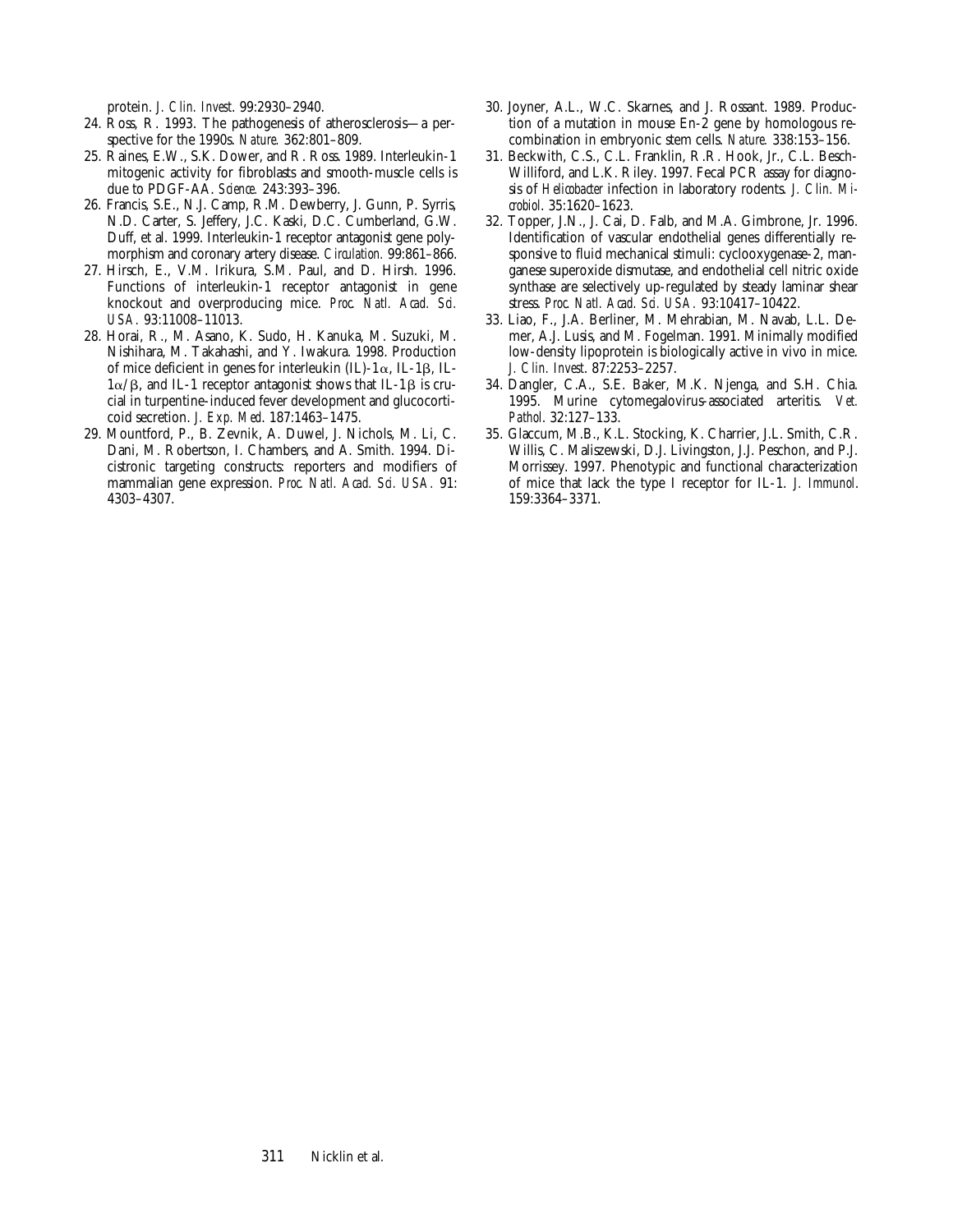protein. *J. Clin. Invest.* 99:2930–2940.

24. Ross, R. 1993. The pathogenesis of atherosclerosis—a perspective for the 1990s. *Nature.* 362:801–809.
25. Raines, E.W., S.K. Dower, and R. Ross. 1989. Interleukin-1 mitogenic activity for fibroblasts and smooth-muscle cells is due to PDGF-AA. *Science.* 243:393–396.
26. Francis, S.E., N.J. Camp, R.M. Dewberry, J. Gunn, P. Syrris, N.D. Carter, S. Jeffery, J.C. Kaski, D.C. Cumberland, G.W. Duff, et al. 1999. Interleukin-1 receptor antagonist gene polymorphism and coronary artery disease. *Circulation.* 99:861–866.
27. Hirsch, E., V.M. Irikura, S.M. Paul, and D. Hirsh. 1996. Functions of interleukin-1 receptor antagonist in gene knockout and overproducing mice. *Proc. Natl. Acad. Sci. USA.* 93:11008–11013.
28. Horai, R., M. Asano, K. Sudo, H. Kanuka, M. Suzuki, M. Nishihara, M. Takahashi, and Y. Iwakura. 1998. Production of mice deficient in genes for interleukin (IL)-1$\alpha$, IL-1$\beta$, IL-1$\alpha/\beta$, and IL-1 receptor antagonist shows that IL-1$\beta$ is crucial in turpentine-induced fever development and glucocorticoid secretion. *J. Exp. Med.* 187:1463–1475.
29. Mountford, P., B. Zevnik, A. Duwel, J. Nichols, M. Li, C. Dani, M. Robertson, I. Chambers, and A. Smith. 1994. Dicistronic targeting constructs: reporters and modifiers of mammalian gene expression. *Proc. Natl. Acad. Sci. USA.* 91:4303–4307.
30. Joyner, A.L., W.C. Skarnes, and J. Rossant. 1989. Production of a mutation in mouse En-2 gene by homologous recombination in embryonic stem cells. *Nature.* 338:153–156.
31. Beckwith, C.S., C.L. Franklin, R.R. Hook, Jr., C.L. Besch-Williford, and L.K. Riley. 1997. Fecal PCR assay for diagnosis of *Helicobacter* infection in laboratory rodents. *J. Clin. Microbiol.* 35:1620–1623.
32. Topper, J.N., J. Cai, D. Falb, and M.A. Gimbrone, Jr. 1996. Identification of vascular endothelial genes differentially responsive to fluid mechanical stimuli: cyclooxygenase-2, manganese superoxide dismutase, and endothelial cell nitric oxide synthase are selectively up-regulated by steady laminar shear stress. *Proc. Natl. Acad. Sci. USA.* 93:10417–10422.
33. Liao, F., J.A. Berliner, M. Mehrabian, M. Navab, L.L. Demer, A.J. Lusis, and M. Fogelman. 1991. Minimally modified low-density lipoprotein is biologically active in vivo in mice. *J. Clin. Invest.* 87:2253–2257.
34. Dangler, C.A., S.E. Baker, M.K. Njenga, and S.H. Chia. 1995. Murine cytomegalovirus-associated arteritis. *Vet. Pathol.* 32:127–133.
35. Glaccum, M.B., K.L. Stocking, K. Charrier, J.L. Smith, C.R. Willis, C. Maliszewski, D.J. Livingston, J.J. Peschon, and P.J. Morrissey. 1997. Phenotypic and functional characterization of mice that lack the type I receptor for IL-1. *J. Immunol.* 159:3364–3371.